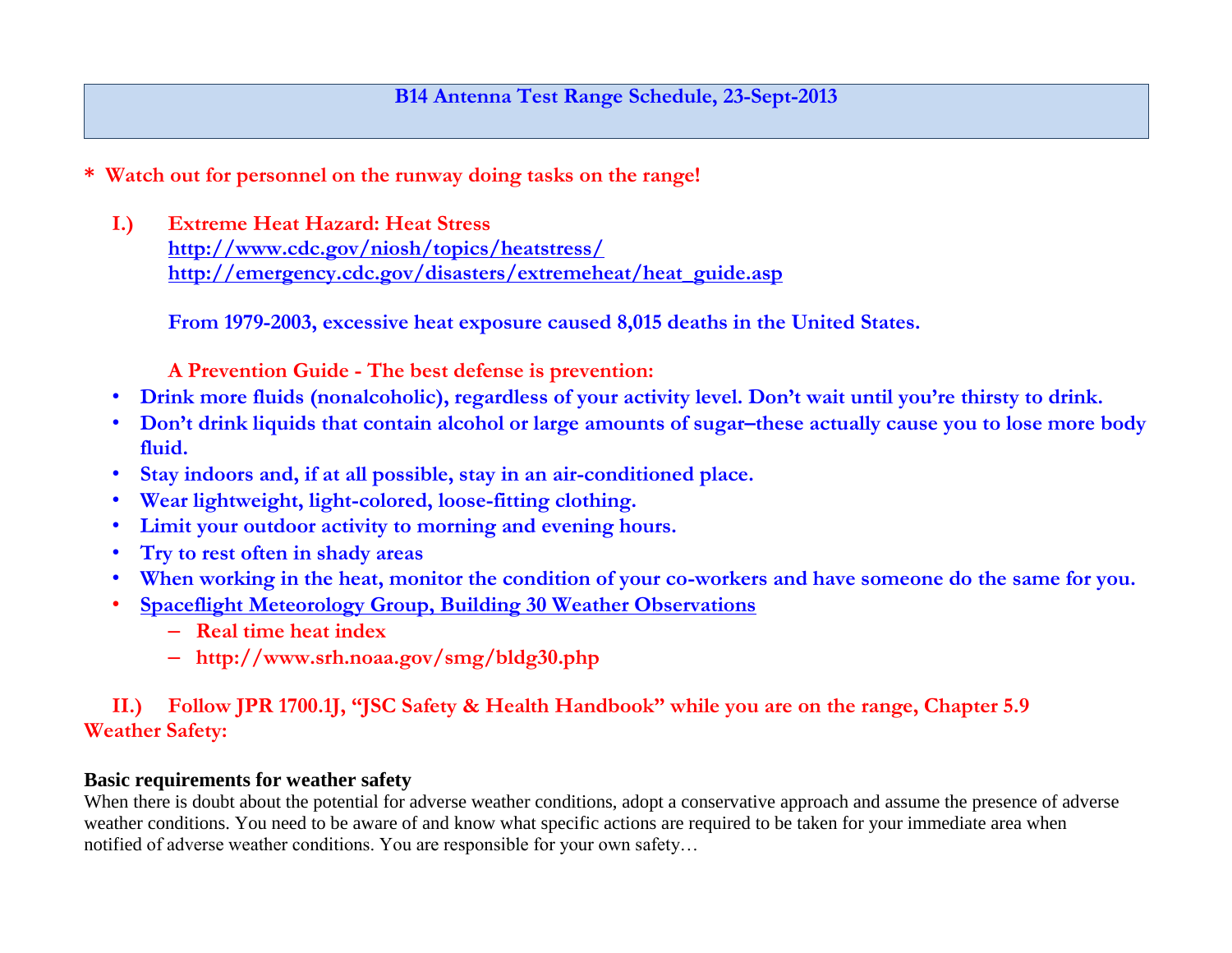# B14 Antenna Test Range Schedule, 23-Sept-2013

**\* Watch out for personnel on the runway doing tasks on the range!**

**I.) Extreme Heat Hazard: Heat Stress**
**http://www.cdc.gov/niosh/topics/heatstress/**
**http://emergency.cdc.gov/disasters/extremeheat/heat_guide.asp**

**From 1979-2003, excessive heat exposure caused 8,015 deaths in the United States.**

**A Prevention Guide - The best defense is prevention:**

- **Drink more fluids (nonalcoholic), regardless of your activity level. Don't wait until you're thirsty to drink.**
- **Don't drink liquids that contain alcohol or large amounts of sugar–these actually cause you to lose more body fluid.**
- **Stay indoors and, if at all possible, stay in an air-conditioned place.**
- **Wear lightweight, light-colored, loose-fitting clothing.**
- **Limit your outdoor activity to morning and evening hours.**
- **Try to rest often in shady areas**
- **When working in the heat, monitor the condition of your co-workers and have someone do the same for you.**
- **Spaceflight Meteorology Group, Building 30 Weather Observations**
  - **Real time heat index**
  - **http://www.srh.noaa.gov/smg/bldg30.php**

**II.) Follow JPR 1700.1J, "JSC Safety & Health Handbook" while you are on the range, Chapter 5.9 Weather Safety:**

**Basic requirements for weather safety**

When there is doubt about the potential for adverse weather conditions, adopt a conservative approach and assume the presence of adverse weather conditions. You need to be aware of and know what specific actions are required to be taken for your immediate area when notified of adverse weather conditions. You are responsible for your own safety…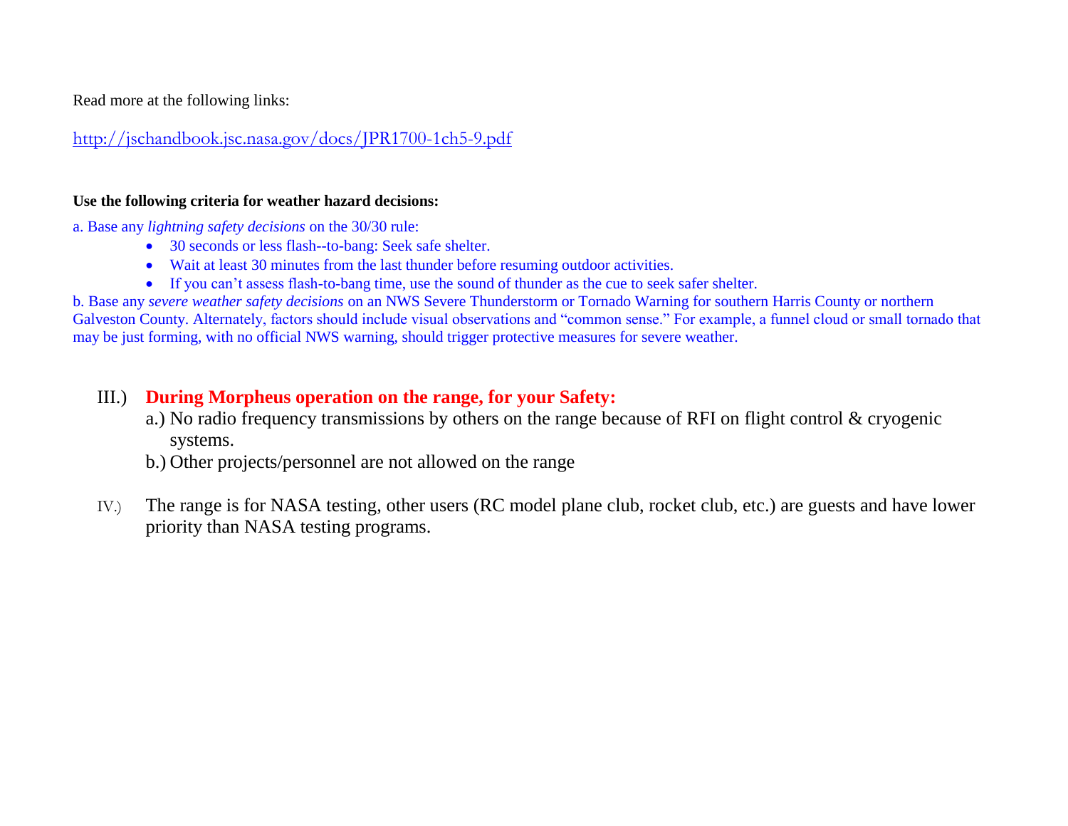Read more at the following links:

http://jschandbook.jsc.nasa.gov/docs/JPR1700-1ch5-9.pdf

**Use the following criteria for weather hazard decisions:**

a. Base any *lightning safety decisions* on the 30/30 rule:

- 30 seconds or less flash--to-bang: Seek safe shelter.
- Wait at least 30 minutes from the last thunder before resuming outdoor activities.
- If you can't assess flash-to-bang time, use the sound of thunder as the cue to seek safer shelter.

b. Base any *severe weather safety decisions* on an NWS Severe Thunderstorm or Tornado Warning for southern Harris County or northern Galveston County. Alternately, factors should include visual observations and "common sense." For example, a funnel cloud or small tornado that may be just forming, with no official NWS warning, should trigger protective measures for severe weather.

III.) **During Morpheus operation on the range, for your Safety:**

a.) No radio frequency transmissions by others on the range because of RFI on flight control & cryogenic systems.

b.) Other projects/personnel are not allowed on the range

IV.) The range is for NASA testing, other users (RC model plane club, rocket club, etc.) are guests and have lower priority than NASA testing programs.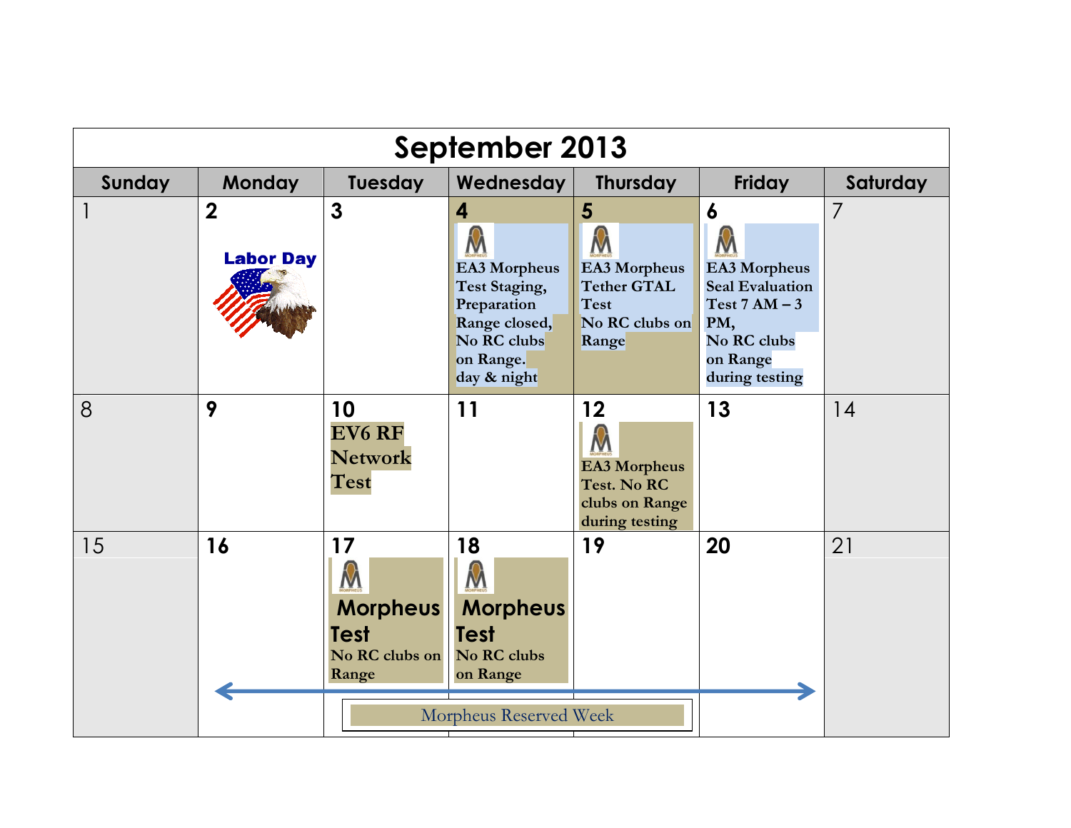# September 2013

| Sunday | Monday | Tuesday | Wednesday | Thursday | Friday | Saturday |
|---|---|---|---|---|---|---|
| 1 | 2<br>Labor Day | 3 | 4<br>EA3 Morpheus Test Staging, Preparation Range closed, No RC clubs on Range. day & night | 5<br>EA3 Morpheus Tether GTAL Test<br>No RC clubs on Range | 6<br>EA3 Morpheus Seal Evaluation Test 7 AM – 3 PM,<br>No RC clubs on Range during testing | 7 |
| 8 | 9 | 10<br>EV6 RF Network Test | 11 | 12<br>EA3 Morpheus Test. No RC clubs on Range during testing | 13 | 14 |
| 15 | 16 | 17<br>Morpheus Test<br>No RC clubs on Range | 18<br>Morpheus Test<br>No RC clubs on Range | 19 | 20 | 21 |

Morpheus Reserved Week (September 16 – 20)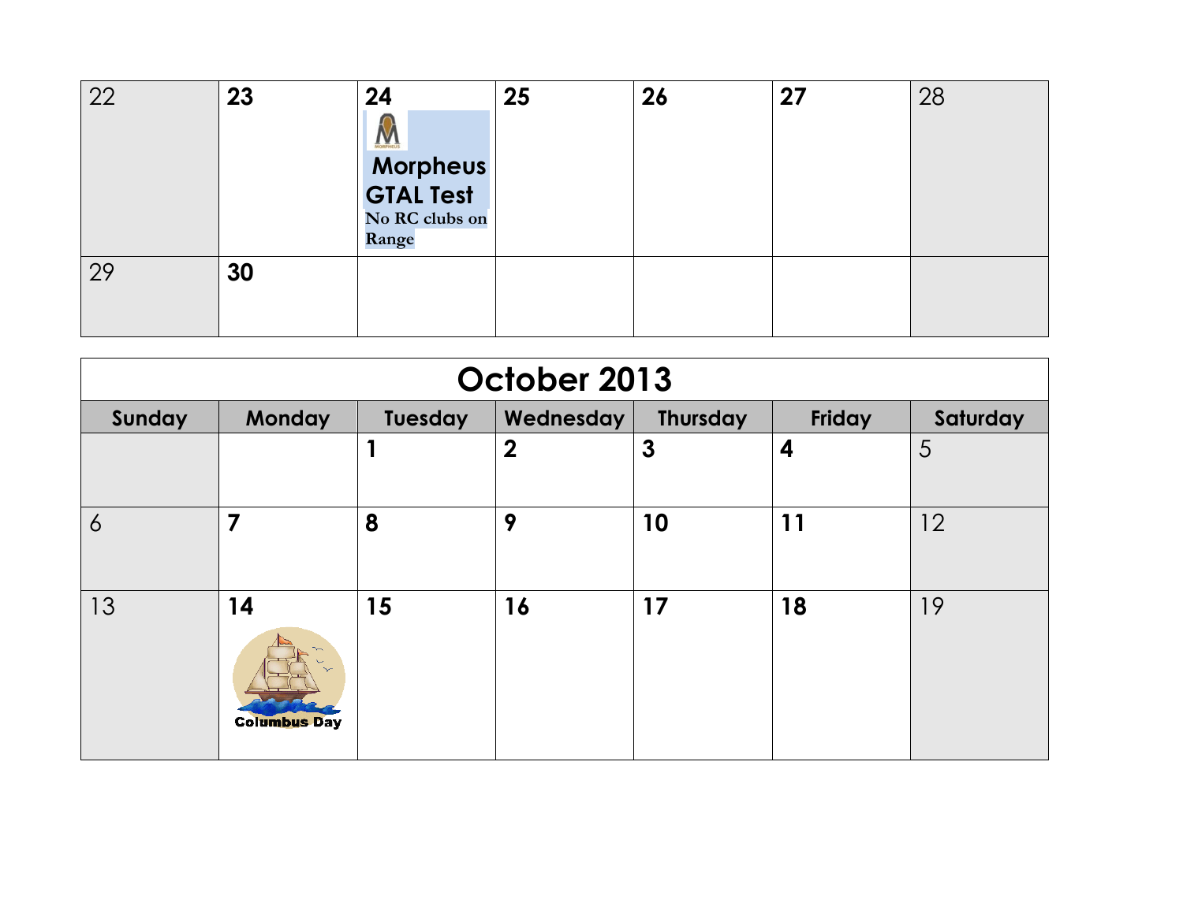| 22 | 23 | 24 | 25 | 26 | 27 | 28 |
|---|---|---|---|---|---|---|
| | | **Morpheus GTAL Test** No RC clubs on Range | | | | |
| 29 | 30 | | | | | |

# October 2013

| Sunday | Monday | Tuesday | Wednesday | Thursday | Friday | Saturday |
|---|---|---|---|---|---|---|
| | | 1 | 2 | 3 | 4 | 5 |
| 6 | 7 | 8 | 9 | 10 | 11 | 12 |
| 13 | 14 Columbus Day | 15 | 16 | 17 | 18 | 19 |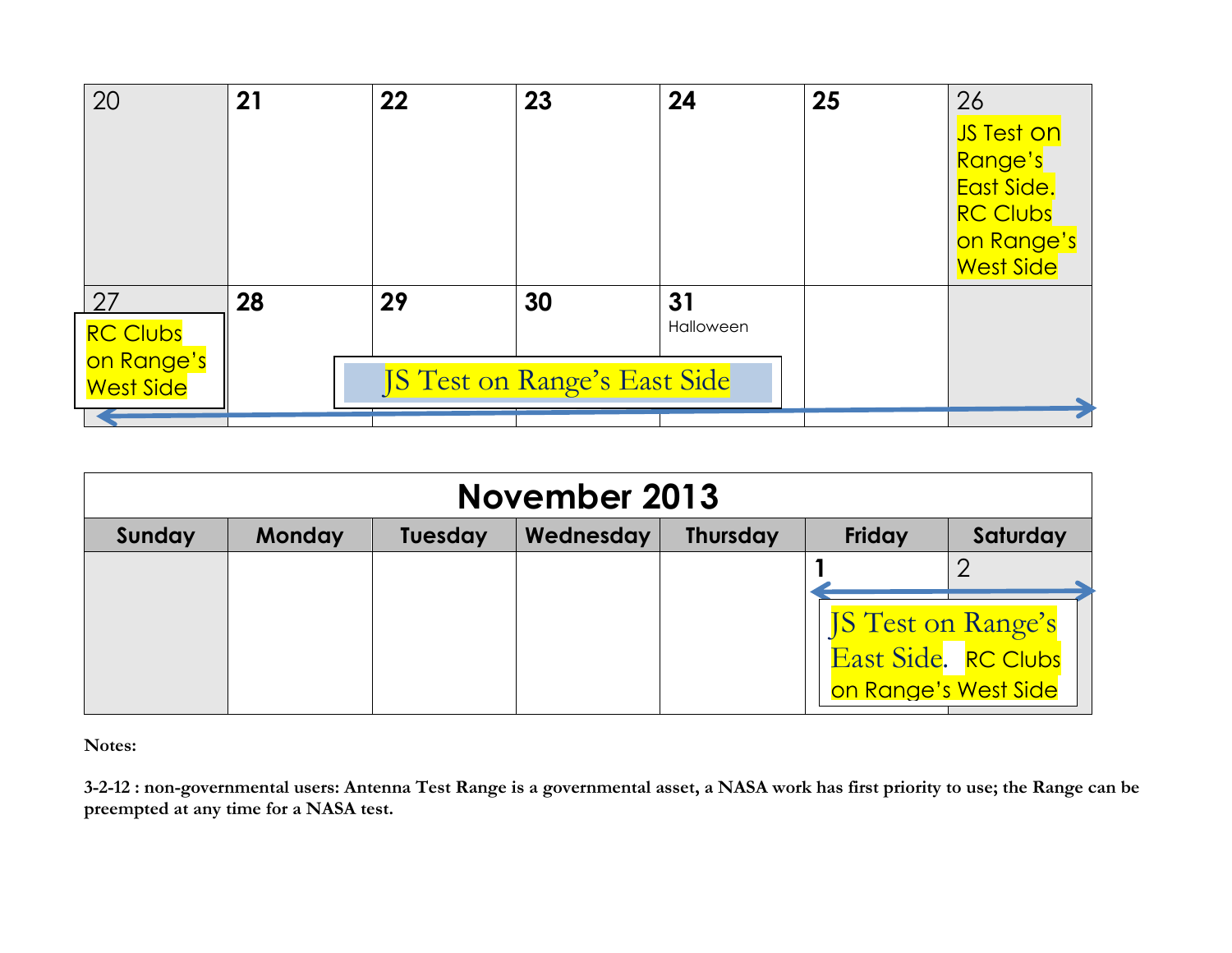| 20 | 21 | 22 | 23 | 24 | 25 | 26 JS Test on Range's East Side. RC Clubs on Range's West Side |
|---|---|---|---|---|---|---|
| 27 RC Clubs on Range's West Side | 28 | 29 JS Test on Range's East Side | 30 | 31 Halloween | | |

## November 2013

| Sunday | Monday | Tuesday | Wednesday | Thursday | Friday | Saturday |
|---|---|---|---|---|---|---|
| | | | | | 1 JS Test on Range's East Side. RC Clubs on Range's West Side | 2 |

**Notes:**

**3-2-12 : non-governmental users: Antenna Test Range is a governmental asset, a NASA work has first priority to use; the Range can be preempted at any time for a NASA test.**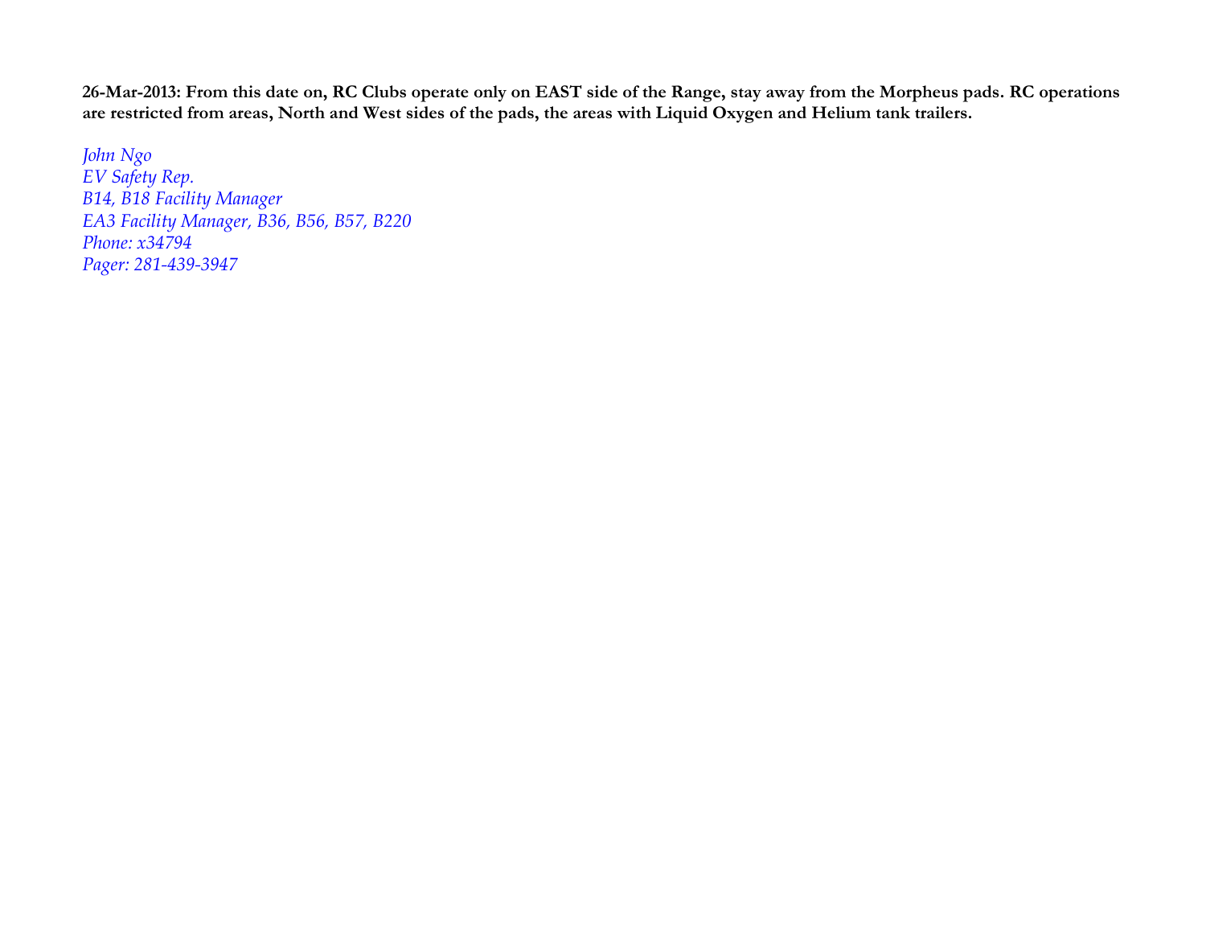**26-Mar-2013: From this date on, RC Clubs operate only on EAST side of the Range, stay away from the Morpheus pads. RC operations are restricted from areas, North and West sides of the pads, the areas with Liquid Oxygen and Helium tank trailers.**

*John Ngo*
*EV Safety Rep.*
*B14, B18 Facility Manager*
*EA3 Facility Manager, B36, B56, B57, B220*
*Phone: x34794*
*Pager: 281-439-3947*